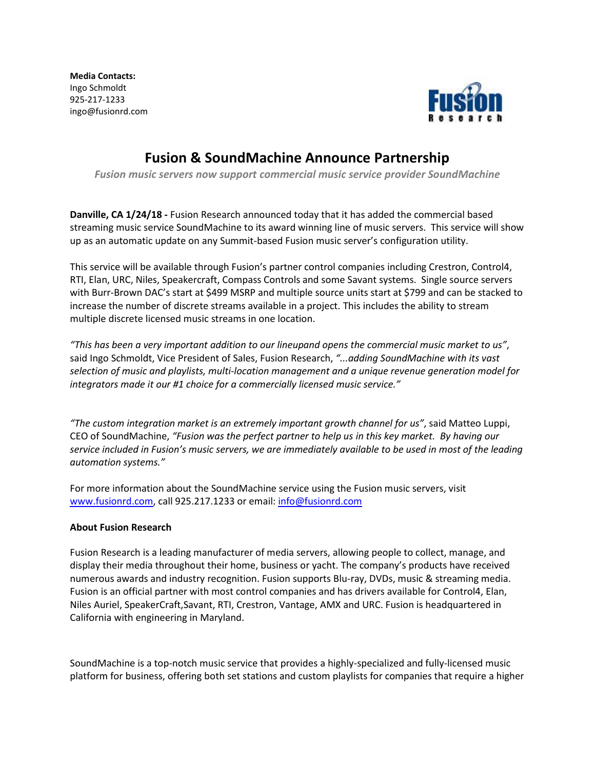**Media Contacts:**
Ingo Schmoldt
925-217-1233
ingo@fusionrd.com

Fusion Research

# Fusion & SoundMachine Announce Partnership

*Fusion music servers now support commercial music service provider SoundMachine*

**Danville, CA 1/24/18 -** Fusion Research announced today that it has added the commercial based streaming music service SoundMachine to its award winning line of music servers. This service will show up as an automatic update on any Summit-based Fusion music server's configuration utility.

This service will be available through Fusion's partner control companies including Crestron, Control4, RTI, Elan, URC, Niles, Speakercraft, Compass Controls and some Savant systems. Single source servers with Burr-Brown DAC's start at $499 MSRP and multiple source units start at $799 and can be stacked to increase the number of discrete streams available in a project. This includes the ability to stream multiple discrete licensed music streams in one location.

*"This has been a very important addition to our lineupand opens the commercial music market to us"*, said Ingo Schmoldt, Vice President of Sales, Fusion Research, *"...adding SoundMachine with its vast selection of music and playlists, multi-location management and a unique revenue generation model for integrators made it our #1 choice for a commercially licensed music service."*

*"The custom integration market is an extremely important growth channel for us"*, said Matteo Luppi, CEO of SoundMachine, *"Fusion was the perfect partner to help us in this key market. By having our service included in Fusion's music servers, we are immediately available to be used in most of the leading automation systems."*

For more information about the SoundMachine service using the Fusion music servers, visit www.fusionrd.com, call 925.217.1233 or email: info@fusionrd.com

**About Fusion Research**

Fusion Research is a leading manufacturer of media servers, allowing people to collect, manage, and display their media throughout their home, business or yacht. The company's products have received numerous awards and industry recognition. Fusion supports Blu-ray, DVDs, music & streaming media. Fusion is an official partner with most control companies and has drivers available for Control4, Elan, Niles Auriel, SpeakerCraft,Savant, RTI, Crestron, Vantage, AMX and URC. Fusion is headquartered in California with engineering in Maryland.

SoundMachine is a top-notch music service that provides a highly-specialized and fully-licensed music platform for business, offering both set stations and custom playlists for companies that require a higher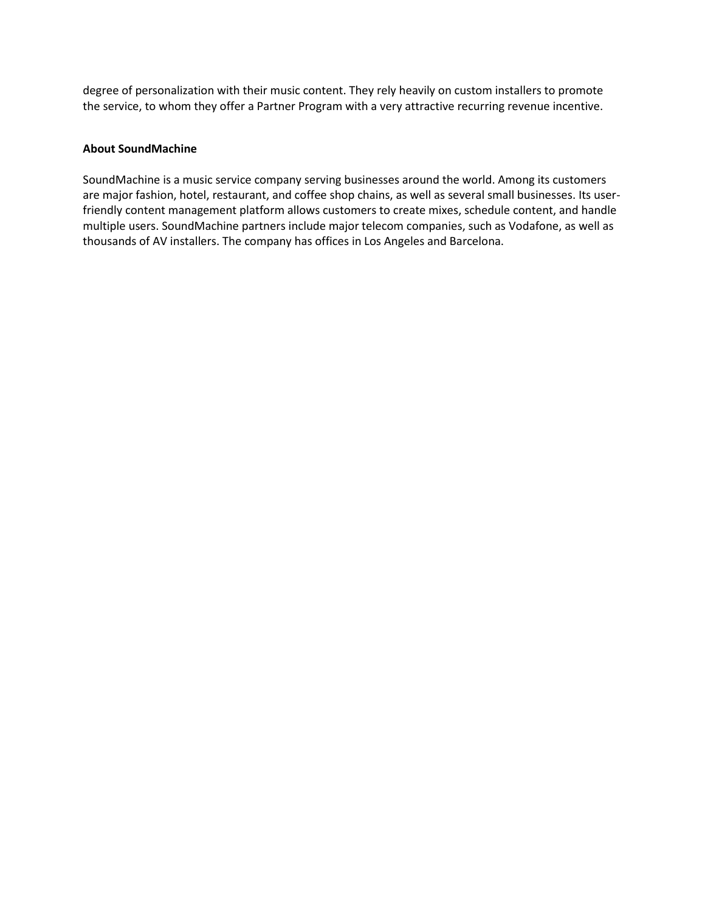degree of personalization with their music content. They rely heavily on custom installers to promote the service, to whom they offer a Partner Program with a very attractive recurring revenue incentive.

**About SoundMachine**

SoundMachine is a music service company serving businesses around the world. Among its customers are major fashion, hotel, restaurant, and coffee shop chains, as well as several small businesses. Its user-friendly content management platform allows customers to create mixes, schedule content, and handle multiple users. SoundMachine partners include major telecom companies, such as Vodafone, as well as thousands of AV installers. The company has offices in Los Angeles and Barcelona.